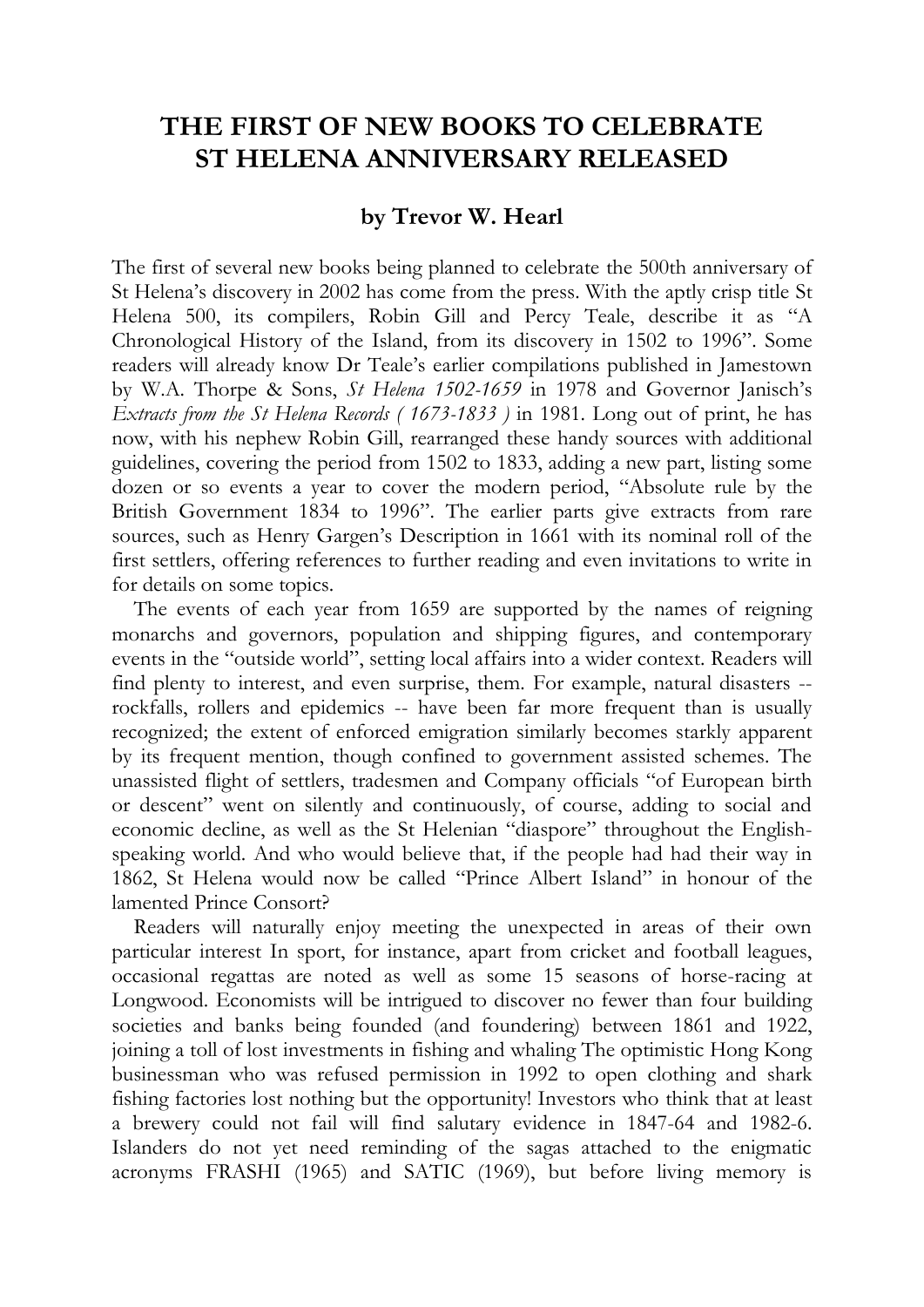# THE FIRST OF NEW BOOKS TO CELEBRATE ST HELENA ANNIVERSARY RELEASED

### by Trevor W. Hearl

The first of several new books being planned to celebrate the 500th anniversary of St Helena's discovery in 2002 has come from the press. With the aptly crisp title St Helena 500, its compilers, Robin Gill and Percy Teale, describe it as "A Chronological History of the Island, from its discovery in 1502 to 1996". Some readers will already know Dr Teale's earlier compilations published in Jamestown by W.A. Thorpe & Sons, *St Helena 1502-1659* in 1978 and Governor Janisch's *Extracts from the St Helena Records ( 1673-1833 )* in 1981. Long out of print, he has now, with his nephew Robin Gill, rearranged these handy sources with additional guidelines, covering the period from 1502 to 1833, adding a new part, listing some dozen or so events a year to cover the modern period, "Absolute rule by the British Government 1834 to 1996". The earlier parts give extracts from rare sources, such as Henry Gargen's Description in 1661 with its nominal roll of the first settlers, offering references to further reading and even invitations to write in for details on some topics.

The events of each year from 1659 are supported by the names of reigning monarchs and governors, population and shipping figures, and contemporary events in the "outside world", setting local affairs into a wider context. Readers will find plenty to interest, and even surprise, them. For example, natural disasters -- rockfalls, rollers and epidemics -- have been far more frequent than is usually recognized; the extent of enforced emigration similarly becomes starkly apparent by its frequent mention, though confined to government assisted schemes. The unassisted flight of settlers, tradesmen and Company officials "of European birth or descent" went on silently and continuously, of course, adding to social and economic decline, as well as the St Helenian "diaspore" throughout the English-speaking world. And who would believe that, if the people had had their way in 1862, St Helena would now be called "Prince Albert Island" in honour of the lamented Prince Consort?

Readers will naturally enjoy meeting the unexpected in areas of their own particular interest In sport, for instance, apart from cricket and football leagues, occasional regattas are noted as well as some 15 seasons of horse-racing at Longwood. Economists will be intrigued to discover no fewer than four building societies and banks being founded (and foundering) between 1861 and 1922, joining a toll of lost investments in fishing and whaling The optimistic Hong Kong businessman who was refused permission in 1992 to open clothing and shark fishing factories lost nothing but the opportunity! Investors who think that at least a brewery could not fail will find salutary evidence in 1847-64 and 1982-6. Islanders do not yet need reminding of the sagas attached to the enigmatic acronyms FRASHI (1965) and SATIC (1969), but before living memory is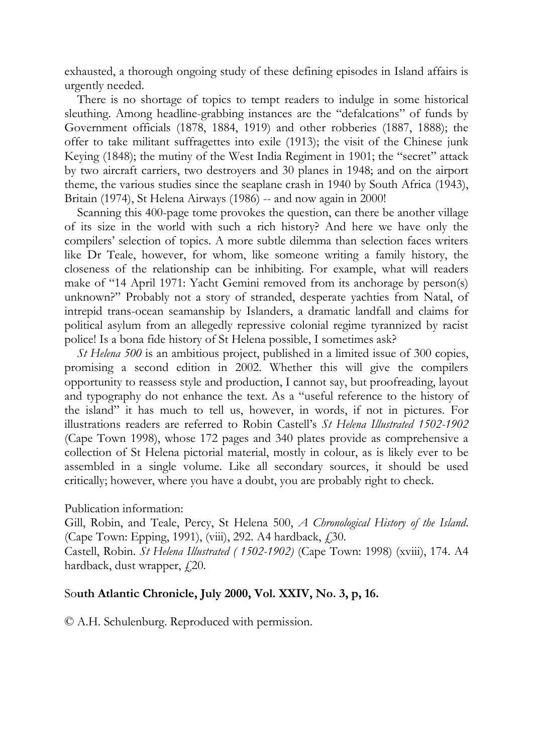exhausted, a thorough ongoing study of these defining episodes in Island affairs is urgently needed.

There is no shortage of topics to tempt readers to indulge in some historical sleuthing. Among headline-grabbing instances are the "defalcations" of funds by Government officials (1878, 1884, 1919) and other robberies (1887, 1888); the offer to take militant suffragettes into exile (1913); the visit of the Chinese junk Keying (1848); the mutiny of the West India Regiment in 1901; the "secret" attack by two aircraft carriers, two destroyers and 30 planes in 1948; and on the airport theme, the various studies since the seaplane crash in 1940 by South Africa (1943), Britain (1974), St Helena Airways (1986) -- and now again in 2000!

Scanning this 400-page tome provokes the question, can there be another village of its size in the world with such a rich history? And here we have only the compilers' selection of topics. A more subtle dilemma than selection faces writers like Dr Teale, however, for whom, like someone writing a family history, the closeness of the relationship can be inhibiting. For example, what will readers make of "14 April 1971: Yacht Gemini removed from its anchorage by person(s) unknown?" Probably not a story of stranded, desperate yachties from Natal, of intrepid trans-ocean seamanship by Islanders, a dramatic landfall and claims for political asylum from an allegedly repressive colonial regime tyrannized by racist police! Is a bona fide history of St Helena possible, I sometimes ask?

*St Helena 500* is an ambitious project, published in a limited issue of 300 copies, promising a second edition in 2002. Whether this will give the compilers opportunity to reassess style and production, I cannot say, but proofreading, layout and typography do not enhance the text. As a "useful reference to the history of the island" it has much to tell us, however, in words, if not in pictures. For illustrations readers are referred to Robin Castell's *St Helena Illustrated 1502-1902* (Cape Town 1998), whose 172 pages and 340 plates provide as comprehensive a collection of St Helena pictorial material, mostly in colour, as is likely ever to be assembled in a single volume. Like all secondary sources, it should be used critically; however, where you have a doubt, you are probably right to check.

Publication information:

Gill, Robin, and Teale, Percy, St Helena 500, *A Chronological History of the Island*. (Cape Town: Epping, 1991), (viii), 292. A4 hardback, £30.

Castell, Robin. *St Helena Illustrated ( 1502-1902)* (Cape Town: 1998) (xviii), 174. A4 hardback, dust wrapper, £20.

So**uth Atlantic Chronicle, July 2000, Vol. XXIV, No. 3, p, 16.**

© A.H. Schulenburg. Reproduced with permission.